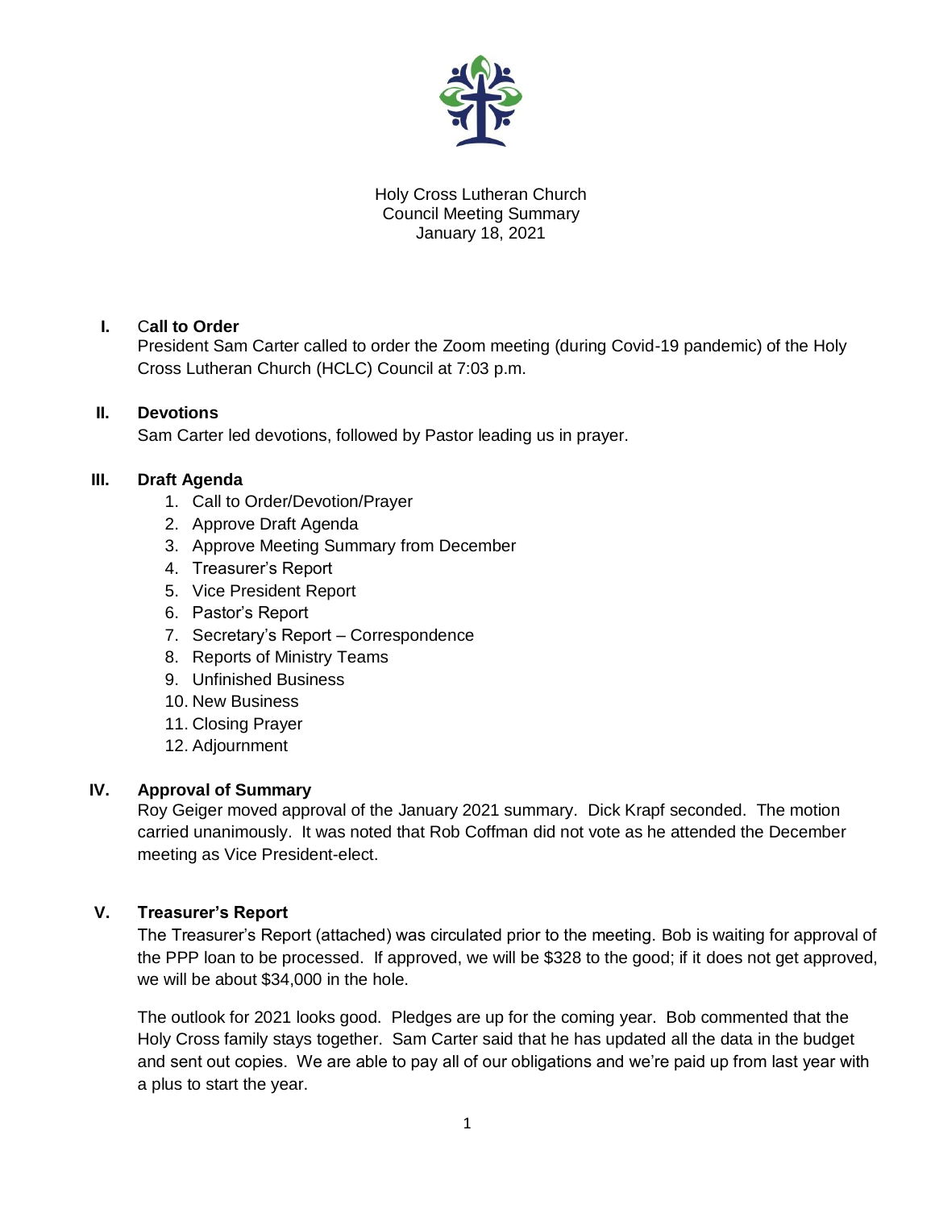Holy Cross Lutheran Church
Council Meeting Summary
January 18, 2021

## I. Call to Order

President Sam Carter called to order the Zoom meeting (during Covid-19 pandemic) of the Holy Cross Lutheran Church (HCLC) Council at 7:03 p.m.

## II. Devotions

Sam Carter led devotions, followed by Pastor leading us in prayer.

## III. Draft Agenda

1. Call to Order/Devotion/Prayer
2. Approve Draft Agenda
3. Approve Meeting Summary from December
4. Treasurer's Report
5. Vice President Report
6. Pastor's Report
7. Secretary's Report – Correspondence
8. Reports of Ministry Teams
9. Unfinished Business
10. New Business
11. Closing Prayer
12. Adjournment

## IV. Approval of Summary

Roy Geiger moved approval of the January 2021 summary. Dick Krapf seconded. The motion carried unanimously. It was noted that Rob Coffman did not vote as he attended the December meeting as Vice President-elect.

## V. Treasurer's Report

The Treasurer's Report (attached) was circulated prior to the meeting. Bob is waiting for approval of the PPP loan to be processed. If approved, we will be $328 to the good; if it does not get approved, we will be about $34,000 in the hole.

The outlook for 2021 looks good. Pledges are up for the coming year. Bob commented that the Holy Cross family stays together. Sam Carter said that he has updated all the data in the budget and sent out copies. We are able to pay all of our obligations and we're paid up from last year with a plus to start the year.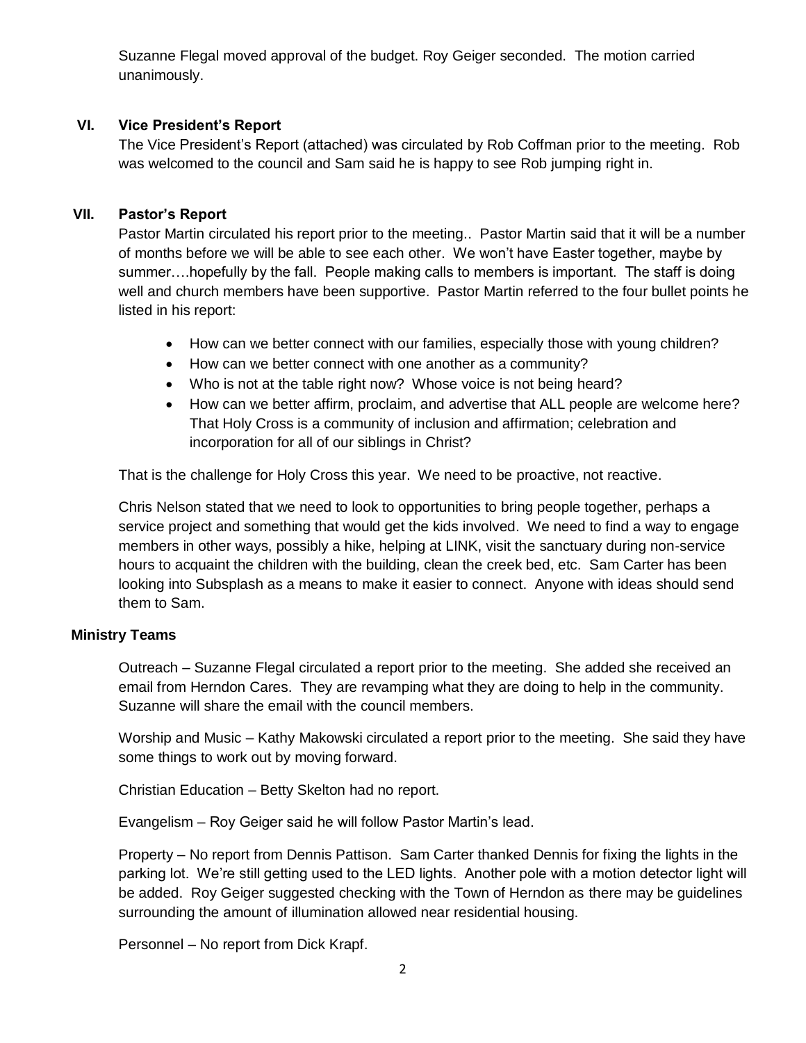Suzanne Flegal moved approval of the budget. Roy Geiger seconded. The motion carried unanimously.

## VI. Vice President's Report

The Vice President's Report (attached) was circulated by Rob Coffman prior to the meeting. Rob was welcomed to the council and Sam said he is happy to see Rob jumping right in.

## VII. Pastor's Report

Pastor Martin circulated his report prior to the meeting.. Pastor Martin said that it will be a number of months before we will be able to see each other. We won't have Easter together, maybe by summer….hopefully by the fall. People making calls to members is important. The staff is doing well and church members have been supportive. Pastor Martin referred to the four bullet points he listed in his report:

- How can we better connect with our families, especially those with young children?
- How can we better connect with one another as a community?
- Who is not at the table right now? Whose voice is not being heard?
- How can we better affirm, proclaim, and advertise that ALL people are welcome here? That Holy Cross is a community of inclusion and affirmation; celebration and incorporation for all of our siblings in Christ?

That is the challenge for Holy Cross this year. We need to be proactive, not reactive.

Chris Nelson stated that we need to look to opportunities to bring people together, perhaps a service project and something that would get the kids involved. We need to find a way to engage members in other ways, possibly a hike, helping at LINK, visit the sanctuary during non-service hours to acquaint the children with the building, clean the creek bed, etc. Sam Carter has been looking into Subsplash as a means to make it easier to connect. Anyone with ideas should send them to Sam.

## Ministry Teams

Outreach – Suzanne Flegal circulated a report prior to the meeting. She added she received an email from Herndon Cares. They are revamping what they are doing to help in the community. Suzanne will share the email with the council members.

Worship and Music – Kathy Makowski circulated a report prior to the meeting. She said they have some things to work out by moving forward.

Christian Education – Betty Skelton had no report.

Evangelism – Roy Geiger said he will follow Pastor Martin's lead.

Property – No report from Dennis Pattison. Sam Carter thanked Dennis for fixing the lights in the parking lot. We're still getting used to the LED lights. Another pole with a motion detector light will be added. Roy Geiger suggested checking with the Town of Herndon as there may be guidelines surrounding the amount of illumination allowed near residential housing.

Personnel – No report from Dick Krapf.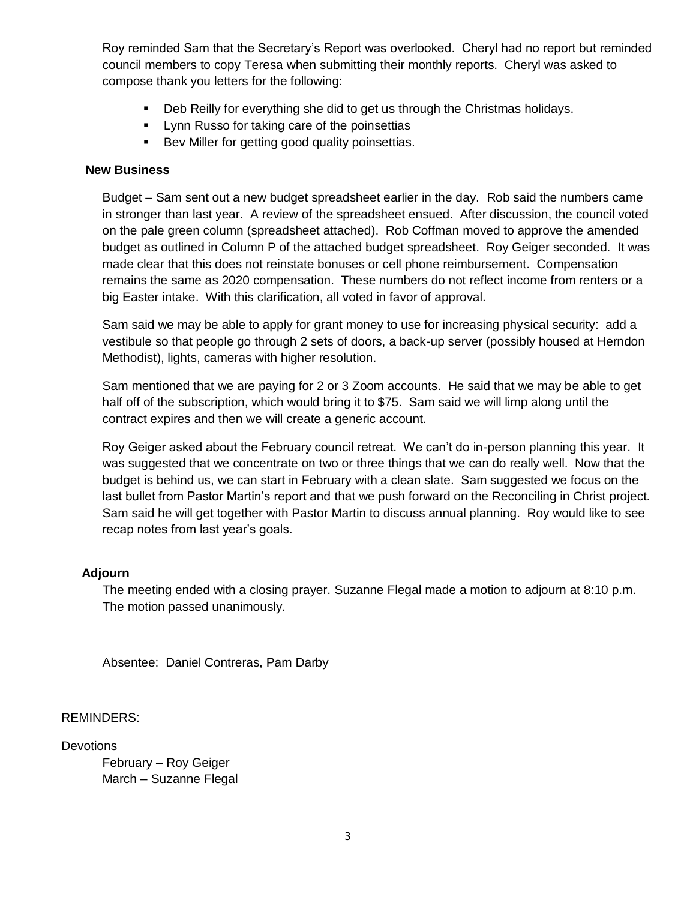Roy reminded Sam that the Secretary's Report was overlooked. Cheryl had no report but reminded council members to copy Teresa when submitting their monthly reports. Cheryl was asked to compose thank you letters for the following:

- Deb Reilly for everything she did to get us through the Christmas holidays.
- Lynn Russo for taking care of the poinsettias
- Bev Miller for getting good quality poinsettias.

**New Business**

Budget – Sam sent out a new budget spreadsheet earlier in the day. Rob said the numbers came in stronger than last year. A review of the spreadsheet ensued. After discussion, the council voted on the pale green column (spreadsheet attached). Rob Coffman moved to approve the amended budget as outlined in Column P of the attached budget spreadsheet. Roy Geiger seconded. It was made clear that this does not reinstate bonuses or cell phone reimbursement. Compensation remains the same as 2020 compensation. These numbers do not reflect income from renters or a big Easter intake. With this clarification, all voted in favor of approval.

Sam said we may be able to apply for grant money to use for increasing physical security: add a vestibule so that people go through 2 sets of doors, a back-up server (possibly housed at Herndon Methodist), lights, cameras with higher resolution.

Sam mentioned that we are paying for 2 or 3 Zoom accounts. He said that we may be able to get half off of the subscription, which would bring it to $75. Sam said we will limp along until the contract expires and then we will create a generic account.

Roy Geiger asked about the February council retreat. We can't do in-person planning this year. It was suggested that we concentrate on two or three things that we can do really well. Now that the budget is behind us, we can start in February with a clean slate. Sam suggested we focus on the last bullet from Pastor Martin's report and that we push forward on the Reconciling in Christ project. Sam said he will get together with Pastor Martin to discuss annual planning. Roy would like to see recap notes from last year's goals.

**Adjourn**

The meeting ended with a closing prayer. Suzanne Flegal made a motion to adjourn at 8:10 p.m. The motion passed unanimously.

Absentee: Daniel Contreras, Pam Darby

REMINDERS:

Devotions

February – Roy Geiger
March – Suzanne Flegal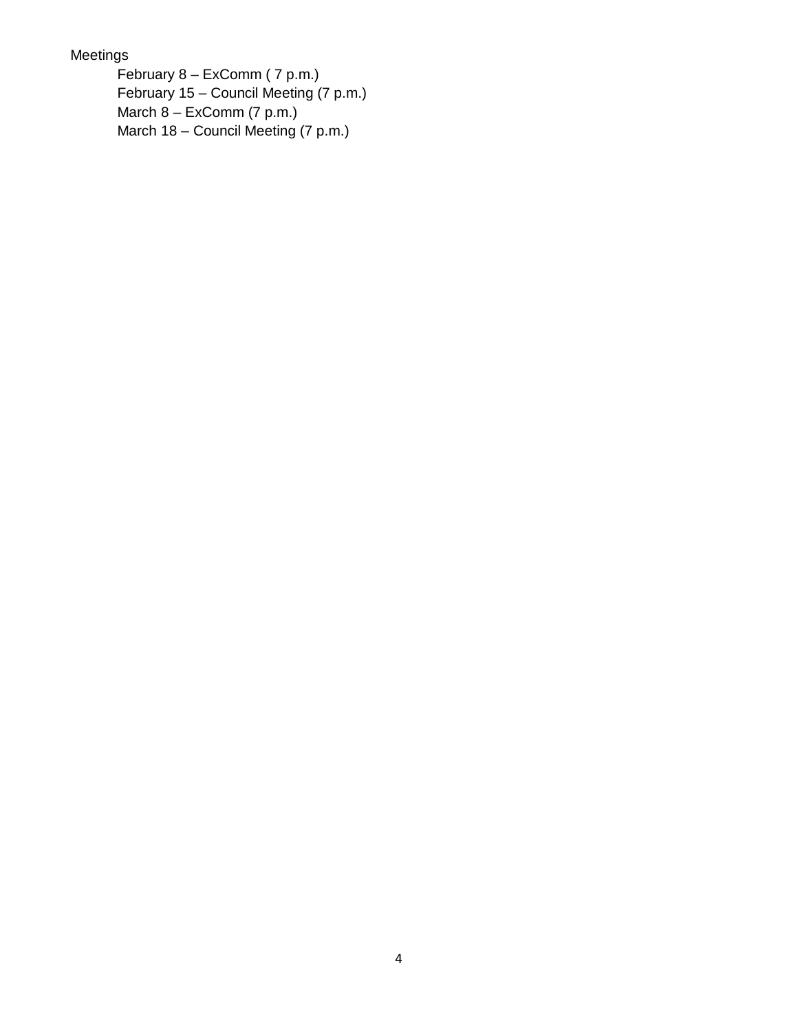Meetings

- February 8 – ExComm ( 7 p.m.)
- February 15 – Council Meeting (7 p.m.)
- March 8 – ExComm (7 p.m.)
- March 18 – Council Meeting (7 p.m.)